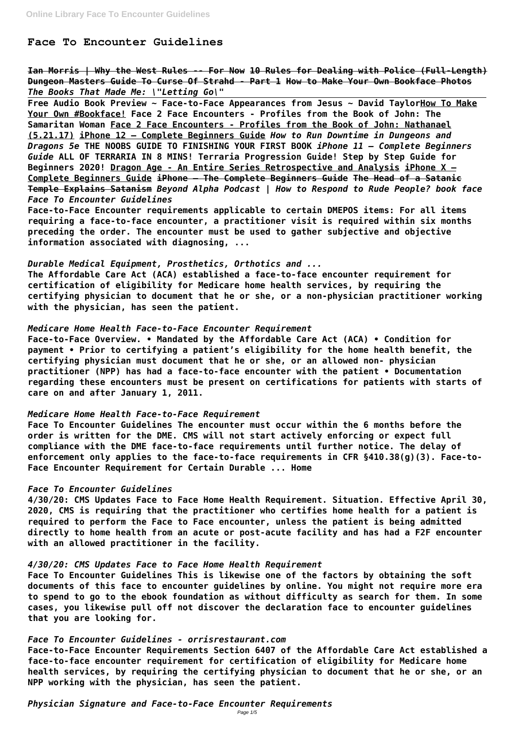# Face To Encounter Guidelines

**Ian Morris | Why the West Rules -- For Now 10 Rules for Dealing with Police (Full-Length) Dungeon Masters Guide To Curse Of Strahd - Part 1 How to Make Your Own Bookface Photos** ***The Books That Made Me: \"Letting Go\"***

**Free Audio Book Preview ~ Face-to-Face Appearances from Jesus ~ David Taylor How To Make Your Own #Bookface! Face 2 Face Encounters - Profiles from the Book of John: The Samaritan Woman Face 2 Face Encounters - Profiles from the Book of John: Nathanael (5.21.17) iPhone 12 – Complete Beginners Guide** ***How to Run Downtime in Dungeons and Dragons 5e*** **THE NOOBS GUIDE TO FINISHING YOUR FIRST BOOK** ***iPhone 11 – Complete Beginners Guide*** **ALL OF TERRARIA IN 8 MINS! Terraria Progression Guide! Step by Step Guide for Beginners 2020! Dragon Age - An Entire Series Retrospective and Analysis iPhone X – Complete Beginners Guide iPhone – The Complete Beginners Guide The Head of a Satanic Temple Explains Satanism** ***Beyond Alpha Podcast | How to Respond to Rude People? book face Face To Encounter Guidelines***

**Face-to-Face Encounter requirements applicable to certain DMEPOS items: For all items requiring a face-to-face encounter, a practitioner visit is required within six months preceding the order. The encounter must be used to gather subjective and objective information associated with diagnosing, ...**

## *Durable Medical Equipment, Prosthetics, Orthotics and ...*

**The Affordable Care Act (ACA) established a face-to-face encounter requirement for certification of eligibility for Medicare home health services, by requiring the certifying physician to document that he or she, or a non-physician practitioner working with the physician, has seen the patient.**

## *Medicare Home Health Face-to-Face Encounter Requirement*

**Face-to-Face Overview. • Mandated by the Affordable Care Act (ACA) • Condition for payment • Prior to certifying a patient's eligibility for the home health benefit, the certifying physician must document that he or she, or an allowed non- physician practitioner (NPP) has had a face-to-face encounter with the patient • Documentation regarding these encounters must be present on certifications for patients with starts of care on and after January 1, 2011.**

## *Medicare Home Health Face-to-Face Requirement*

**Face To Encounter Guidelines The encounter must occur within the 6 months before the order is written for the DME. CMS will not start actively enforcing or expect full compliance with the DME face-to-face requirements until further notice. The delay of enforcement only applies to the face-to-face requirements in CFR §410.38(g)(3). Face-to-Face Encounter Requirement for Certain Durable ... Home**

## *Face To Encounter Guidelines*

**4/30/20: CMS Updates Face to Face Home Health Requirement. Situation. Effective April 30, 2020, CMS is requiring that the practitioner who certifies home health for a patient is required to perform the Face to Face encounter, unless the patient is being admitted directly to home health from an acute or post-acute facility and has had a F2F encounter with an allowed practitioner in the facility.**

## *4/30/20: CMS Updates Face to Face Home Health Requirement*

**Face To Encounter Guidelines This is likewise one of the factors by obtaining the soft documents of this face to encounter guidelines by online. You might not require more era to spend to go to the ebook foundation as without difficulty as search for them. In some cases, you likewise pull off not discover the declaration face to encounter guidelines that you are looking for.**

## *Face To Encounter Guidelines - orrisrestaurant.com*

**Face-to-Face Encounter Requirements Section 6407 of the Affordable Care Act established a face-to-face encounter requirement for certification of eligibility for Medicare home health services, by requiring the certifying physician to document that he or she, or an NPP working with the physician, has seen the patient.**

## *Physician Signature and Face-to-Face Encounter Requirements*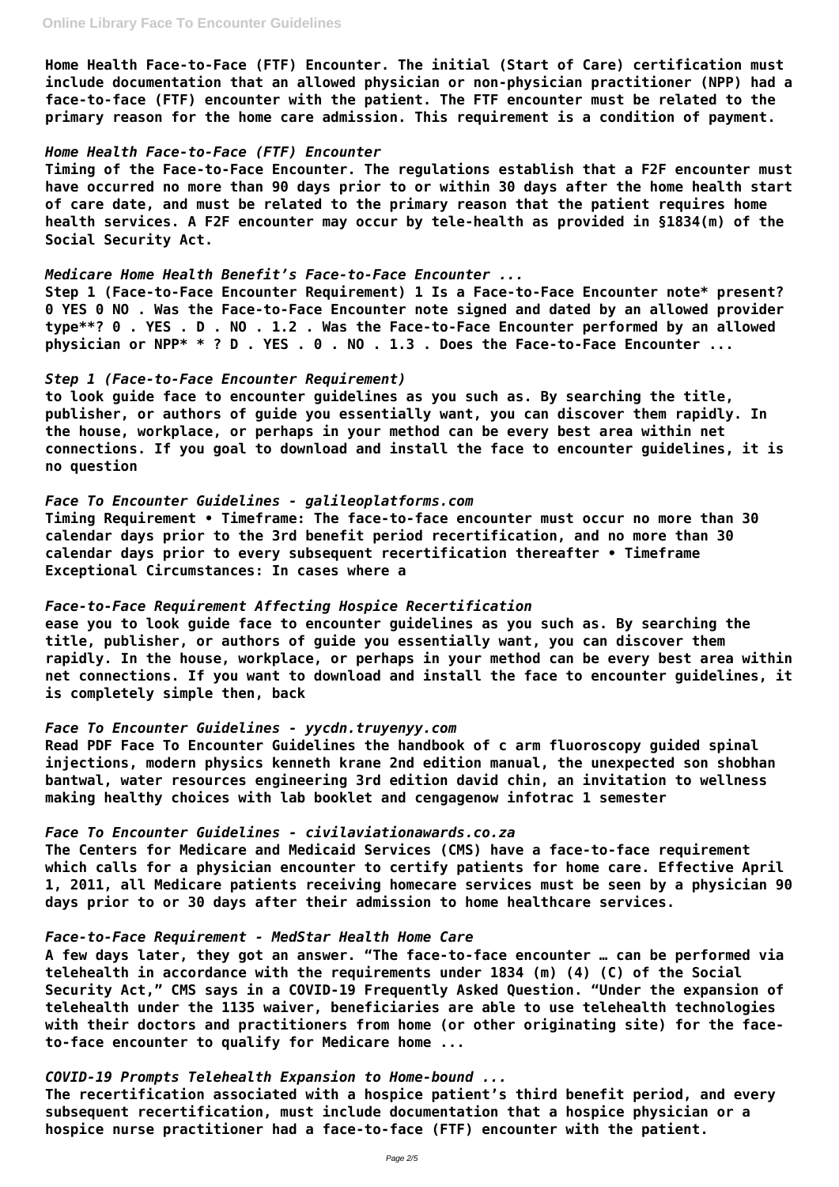**Home Health Face-to-Face (FTF) Encounter. The initial (Start of Care) certification must include documentation that an allowed physician or non-physician practitioner (NPP) had a face-to-face (FTF) encounter with the patient. The FTF encounter must be related to the primary reason for the home care admission. This requirement is a condition of payment.**

### *Home Health Face-to-Face (FTF) Encounter*

**Timing of the Face-to-Face Encounter. The regulations establish that a F2F encounter must have occurred no more than 90 days prior to or within 30 days after the home health start of care date, and must be related to the primary reason that the patient requires home health services. A F2F encounter may occur by tele-health as provided in §1834(m) of the Social Security Act.**

### *Medicare Home Health Benefit's Face-to-Face Encounter ...*

**Step 1 (Face-to-Face Encounter Requirement) 1 Is a Face-to-Face Encounter note* present? 0 YES 0 NO . Was the Face-to-Face Encounter note signed and dated by an allowed provider type**? 0 . YES . D . NO . 1.2 . Was the Face-to-Face Encounter performed by an allowed physician or NPP* * ? D . YES . 0 . NO . 1.3 . Does the Face-to-Face Encounter ...**

### *Step 1 (Face-to-Face Encounter Requirement)*

**to look guide face to encounter guidelines as you such as. By searching the title, publisher, or authors of guide you essentially want, you can discover them rapidly. In the house, workplace, or perhaps in your method can be every best area within net connections. If you goal to download and install the face to encounter guidelines, it is no question**

### *Face To Encounter Guidelines - galileoplatforms.com*

**Timing Requirement • Timeframe: The face-to-face encounter must occur no more than 30 calendar days prior to the 3rd benefit period recertification, and no more than 30 calendar days prior to every subsequent recertification thereafter • Timeframe Exceptional Circumstances: In cases where a**

### *Face-to-Face Requirement Affecting Hospice Recertification*

**ease you to look guide face to encounter guidelines as you such as. By searching the title, publisher, or authors of guide you essentially want, you can discover them rapidly. In the house, workplace, or perhaps in your method can be every best area within net connections. If you want to download and install the face to encounter guidelines, it is completely simple then, back**

### *Face To Encounter Guidelines - yycdn.truyenyy.com*

**Read PDF Face To Encounter Guidelines the handbook of c arm fluoroscopy guided spinal injections, modern physics kenneth krane 2nd edition manual, the unexpected son shobhan bantwal, water resources engineering 3rd edition david chin, an invitation to wellness making healthy choices with lab booklet and cengagenow infotrac 1 semester**

### *Face To Encounter Guidelines - civilaviationawards.co.za*

**The Centers for Medicare and Medicaid Services (CMS) have a face-to-face requirement which calls for a physician encounter to certify patients for home care. Effective April 1, 2011, all Medicare patients receiving homecare services must be seen by a physician 90 days prior to or 30 days after their admission to home healthcare services.**

### *Face-to-Face Requirement - MedStar Health Home Care*

**A few days later, they got an answer. "The face-to-face encounter … can be performed via telehealth in accordance with the requirements under 1834 (m) (4) (C) of the Social Security Act," CMS says in a COVID-19 Frequently Asked Question. "Under the expansion of telehealth under the 1135 waiver, beneficiaries are able to use telehealth technologies with their doctors and practitioners from home (or other originating site) for the face-to-face encounter to qualify for Medicare home ...**

### *COVID-19 Prompts Telehealth Expansion to Home-bound ...*

**The recertification associated with a hospice patient's third benefit period, and every subsequent recertification, must include documentation that a hospice physician or a hospice nurse practitioner had a face-to-face (FTF) encounter with the patient.**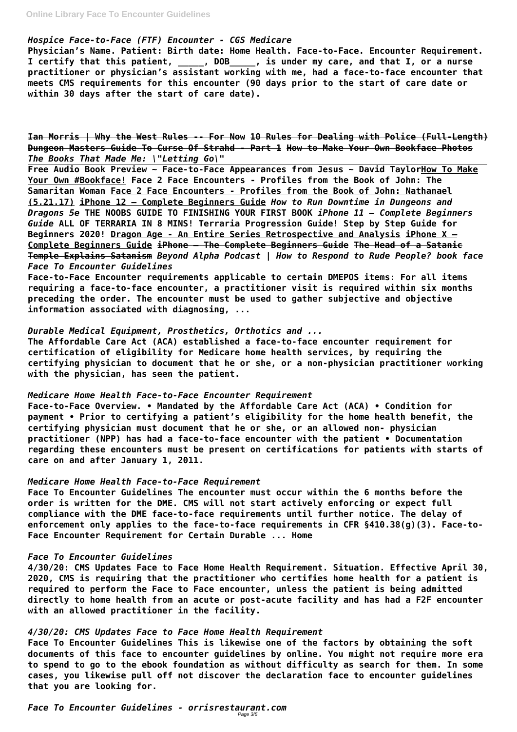*Hospice Face-to-Face (FTF) Encounter - CGS Medicare*

**Physician's Name. Patient: Birth date: Home Health. Face-to-Face. Encounter Requirement. I certify that this patient, _____, DOB_____, is under my care, and that I, or a nurse practitioner or physician's assistant working with me, had a face-to-face encounter that meets CMS requirements for this encounter (90 days prior to the start of care date or within 30 days after the start of care date).**

**~~Ian Morris | Why the West Rules -- For Now~~ ~~10 Rules for Dealing with Police (Full-Length)~~ ~~Dungeon Masters Guide To Curse Of Strahd - Part 1~~ ~~How to Make Your Own Bookface Photos~~** ***The Books That Made Me: \"Letting Go\"***

**Free Audio Book Preview ~ Face-to-Face Appearances from Jesus ~ David Taylor** **How To Make Your Own #Bookface!** **Face 2 Face Encounters - Profiles from the Book of John: The Samaritan Woman** **Face 2 Face Encounters - Profiles from the Book of John: Nathanael (5.21.17)** **iPhone 12 – Complete Beginners Guide** ***How to Run Downtime in Dungeons and Dragons 5e*** **THE NOOBS GUIDE TO FINISHING YOUR FIRST BOOK** ***iPhone 11 – Complete Beginners Guide*** **ALL OF TERRARIA IN 8 MINS! Terraria Progression Guide! Step by Step Guide for Beginners 2020!** **Dragon Age - An Entire Series Retrospective and Analysis** **iPhone X – Complete Beginners Guide** **~~iPhone – The Complete Beginners Guide~~ ~~The Head of a Satanic Temple Explains Satanism~~** ***Beyond Alpha Podcast | How to Respond to Rude People? book face***

*Face To Encounter Guidelines*

**Face-to-Face Encounter requirements applicable to certain DMEPOS items: For all items requiring a face-to-face encounter, a practitioner visit is required within six months preceding the order. The encounter must be used to gather subjective and objective information associated with diagnosing, ...**

*Durable Medical Equipment, Prosthetics, Orthotics and ...*

**The Affordable Care Act (ACA) established a face-to-face encounter requirement for certification of eligibility for Medicare home health services, by requiring the certifying physician to document that he or she, or a non-physician practitioner working with the physician, has seen the patient.**

*Medicare Home Health Face-to-Face Encounter Requirement*

**Face-to-Face Overview. • Mandated by the Affordable Care Act (ACA) • Condition for payment • Prior to certifying a patient's eligibility for the home health benefit, the certifying physician must document that he or she, or an allowed non- physician practitioner (NPP) has had a face-to-face encounter with the patient • Documentation regarding these encounters must be present on certifications for patients with starts of care on and after January 1, 2011.**

*Medicare Home Health Face-to-Face Requirement*

**Face To Encounter Guidelines The encounter must occur within the 6 months before the order is written for the DME. CMS will not start actively enforcing or expect full compliance with the DME face-to-face requirements until further notice. The delay of enforcement only applies to the face-to-face requirements in CFR §410.38(g)(3). Face-to-Face Encounter Requirement for Certain Durable ... Home**

*Face To Encounter Guidelines*

**4/30/20: CMS Updates Face to Face Home Health Requirement. Situation. Effective April 30, 2020, CMS is requiring that the practitioner who certifies home health for a patient is required to perform the Face to Face encounter, unless the patient is being admitted directly to home health from an acute or post-acute facility and has had a F2F encounter with an allowed practitioner in the facility.**

*4/30/20: CMS Updates Face to Face Home Health Requirement*

**Face To Encounter Guidelines This is likewise one of the factors by obtaining the soft documents of this face to encounter guidelines by online. You might not require more era to spend to go to the ebook foundation as without difficulty as search for them. In some cases, you likewise pull off not discover the declaration face to encounter guidelines that you are looking for.**

*Face To Encounter Guidelines - orrisrestaurant.com*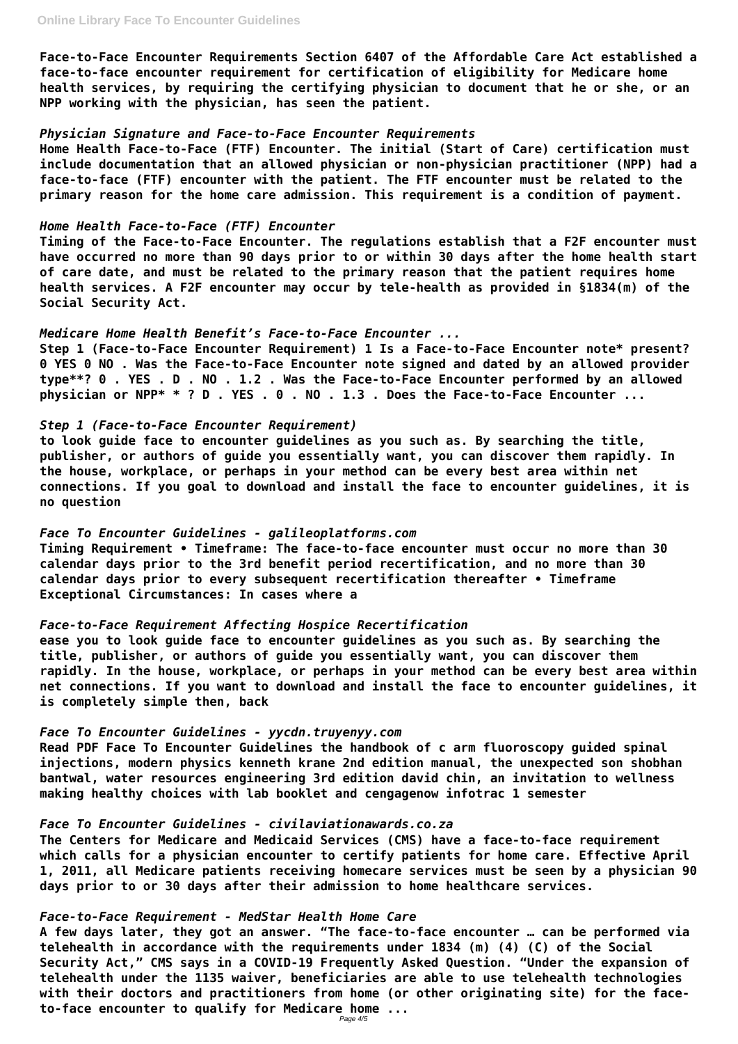**Face-to-Face Encounter Requirements Section 6407 of the Affordable Care Act established a face-to-face encounter requirement for certification of eligibility for Medicare home health services, by requiring the certifying physician to document that he or she, or an NPP working with the physician, has seen the patient.**

### *Physician Signature and Face-to-Face Encounter Requirements*

**Home Health Face-to-Face (FTF) Encounter. The initial (Start of Care) certification must include documentation that an allowed physician or non-physician practitioner (NPP) had a face-to-face (FTF) encounter with the patient. The FTF encounter must be related to the primary reason for the home care admission. This requirement is a condition of payment.**

### *Home Health Face-to-Face (FTF) Encounter*

**Timing of the Face-to-Face Encounter. The regulations establish that a F2F encounter must have occurred no more than 90 days prior to or within 30 days after the home health start of care date, and must be related to the primary reason that the patient requires home health services. A F2F encounter may occur by tele-health as provided in §1834(m) of the Social Security Act.**

### *Medicare Home Health Benefit's Face-to-Face Encounter ...*

**Step 1 (Face-to-Face Encounter Requirement) 1 Is a Face-to-Face Encounter note* present? 0 YES 0 NO . Was the Face-to-Face Encounter note signed and dated by an allowed provider type**? 0 . YES . D . NO . 1.2 . Was the Face-to-Face Encounter performed by an allowed physician or NPP* * ? D . YES . 0 . NO . 1.3 . Does the Face-to-Face Encounter ...**

### *Step 1 (Face-to-Face Encounter Requirement)*

**to look guide face to encounter guidelines as you such as. By searching the title, publisher, or authors of guide you essentially want, you can discover them rapidly. In the house, workplace, or perhaps in your method can be every best area within net connections. If you goal to download and install the face to encounter guidelines, it is no question**

### *Face To Encounter Guidelines - galileoplatforms.com*

**Timing Requirement • Timeframe: The face-to-face encounter must occur no more than 30 calendar days prior to the 3rd benefit period recertification, and no more than 30 calendar days prior to every subsequent recertification thereafter • Timeframe Exceptional Circumstances: In cases where a**

### *Face-to-Face Requirement Affecting Hospice Recertification*

**ease you to look guide face to encounter guidelines as you such as. By searching the title, publisher, or authors of guide you essentially want, you can discover them rapidly. In the house, workplace, or perhaps in your method can be every best area within net connections. If you want to download and install the face to encounter guidelines, it is completely simple then, back**

### *Face To Encounter Guidelines - yycdn.truyenyy.com*

**Read PDF Face To Encounter Guidelines the handbook of c arm fluoroscopy guided spinal injections, modern physics kenneth krane 2nd edition manual, the unexpected son shobhan bantwal, water resources engineering 3rd edition david chin, an invitation to wellness making healthy choices with lab booklet and cengagenow infotrac 1 semester**

### *Face To Encounter Guidelines - civilaviationawards.co.za*

**The Centers for Medicare and Medicaid Services (CMS) have a face-to-face requirement which calls for a physician encounter to certify patients for home care. Effective April 1, 2011, all Medicare patients receiving homecare services must be seen by a physician 90 days prior to or 30 days after their admission to home healthcare services.**

### *Face-to-Face Requirement - MedStar Health Home Care*

**A few days later, they got an answer. "The face-to-face encounter … can be performed via telehealth in accordance with the requirements under 1834 (m) (4) (C) of the Social Security Act," CMS says in a COVID-19 Frequently Asked Question. "Under the expansion of telehealth under the 1135 waiver, beneficiaries are able to use telehealth technologies with their doctors and practitioners from home (or other originating site) for the face-to-face encounter to qualify for Medicare home ...**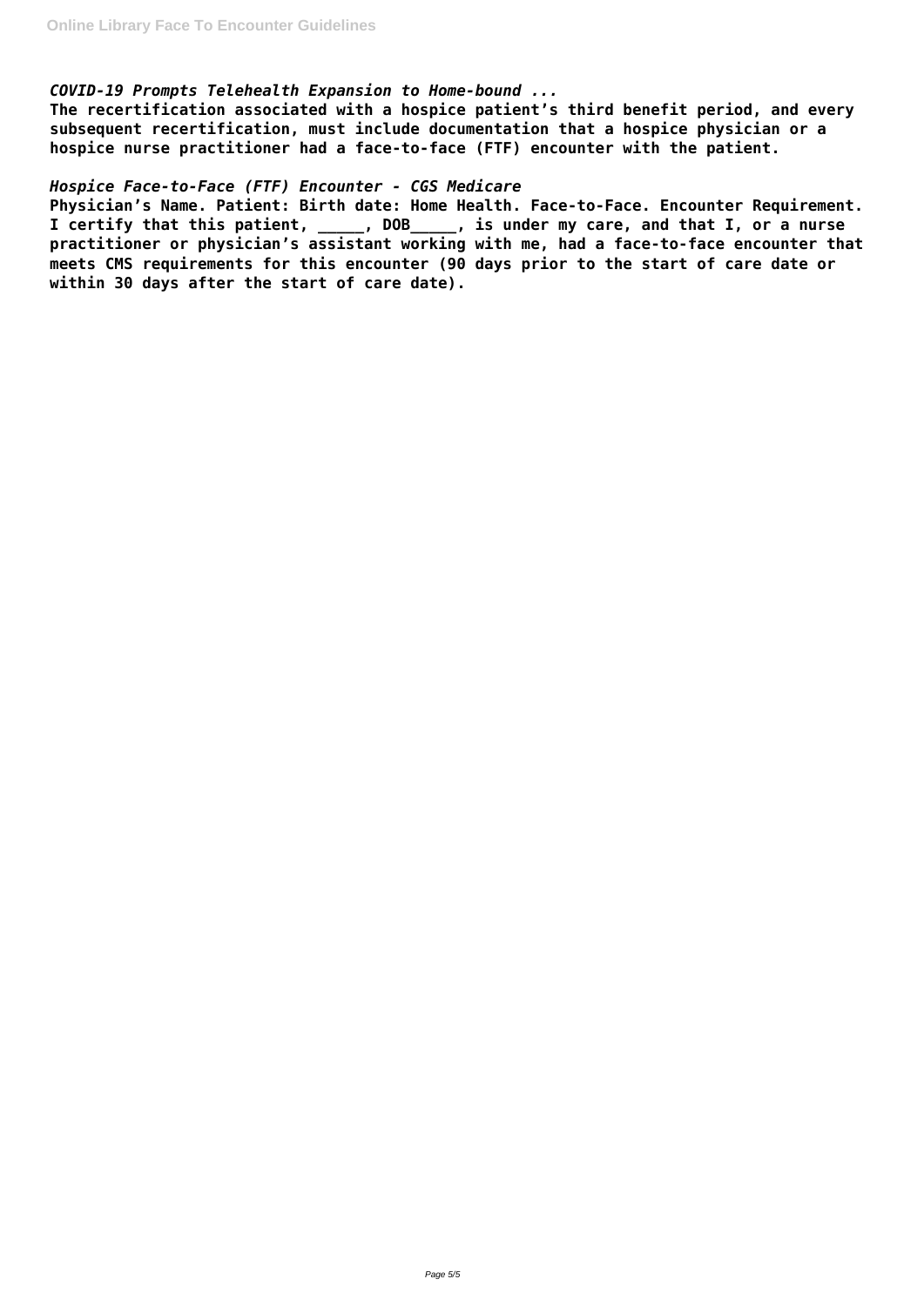*COVID-19 Prompts Telehealth Expansion to Home-bound ...*

**The recertification associated with a hospice patient's third benefit period, and every subsequent recertification, must include documentation that a hospice physician or a hospice nurse practitioner had a face-to-face (FTF) encounter with the patient.**

*Hospice Face-to-Face (FTF) Encounter - CGS Medicare*

**Physician's Name. Patient: Birth date: Home Health. Face-to-Face. Encounter Requirement. I certify that this patient, _____, DOB_____, is under my care, and that I, or a nurse practitioner or physician's assistant working with me, had a face-to-face encounter that meets CMS requirements for this encounter (90 days prior to the start of care date or within 30 days after the start of care date).**